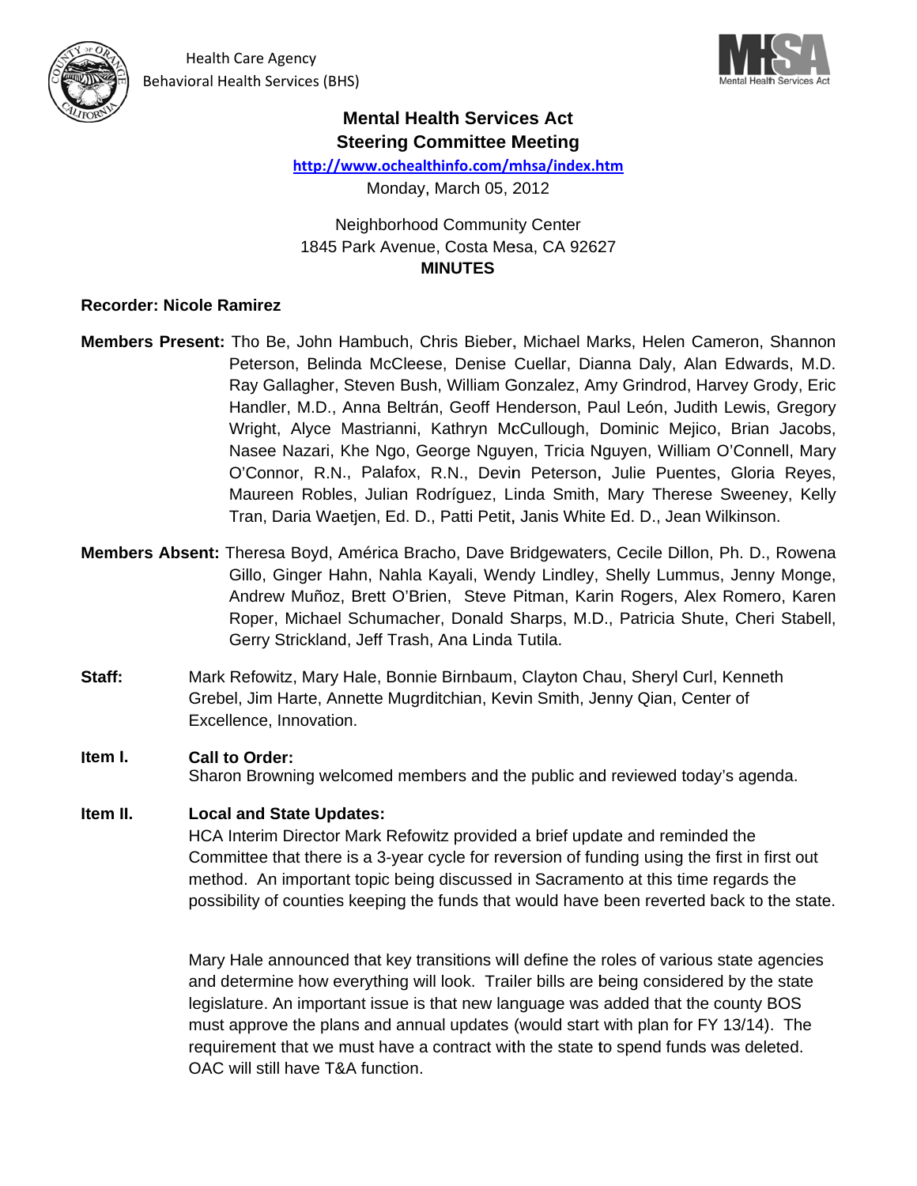Health Care Agency
Behavioral Health Services (BHS)

# Mental Health Services Act
## Steering Committee Meeting

**http://www.ochealthinfo.com/mhsa/index.htm**

Monday, March 05, 2012

Neighborhood Community Center
1845 Park Avenue, Costa Mesa, CA 92627

**MINUTES**

**Recorder: Nicole Ramirez**

**Members Present:** Tho Be, John Hambuch, Chris Bieber, Michael Marks, Helen Cameron, Shannon Peterson, Belinda McCleese, Denise Cuellar, Dianna Daly, Alan Edwards, M.D. Ray Gallagher, Steven Bush, William Gonzalez, Amy Grindrod, Harvey Grody, Eric Handler, M.D., Anna Beltrán, Geoff Henderson, Paul León, Judith Lewis, Gregory Wright, Alyce Mastrianni, Kathryn McCullough, Dominic Mejico, Brian Jacobs, Nasee Nazari, Khe Ngo, George Nguyen, Tricia Nguyen, William O'Connell, Mary O'Connor, R.N., Palafox, R.N., Devin Peterson, Julie Puentes, Gloria Reyes, Maureen Robles, Julian Rodríguez, Linda Smith, Mary Therese Sweeney, Kelly Tran, Daria Waetjen, Ed. D., Patti Petit, Janis White Ed. D., Jean Wilkinson.

**Members Absent:** Theresa Boyd, América Bracho, Dave Bridgewaters, Cecile Dillon, Ph. D., Rowena Gillo, Ginger Hahn, Nahla Kayali, Wendy Lindley, Shelly Lummus, Jenny Monge, Andrew Muñoz, Brett O'Brien, Steve Pitman, Karin Rogers, Alex Romero, Karen Roper, Michael Schumacher, Donald Sharps, M.D., Patricia Shute, Cheri Stabell, Gerry Strickland, Jeff Trash, Ana Linda Tutila.

**Staff:** Mark Refowitz, Mary Hale, Bonnie Birnbaum, Clayton Chau, Sheryl Curl, Kenneth Grebel, Jim Harte, Annette Mugrditchian, Kevin Smith, Jenny Qian, Center of Excellence, Innovation.

**Item I. Call to Order:**
Sharon Browning welcomed members and the public and reviewed today's agenda.

**Item II. Local and State Updates:**
HCA Interim Director Mark Refowitz provided a brief update and reminded the Committee that there is a 3-year cycle for reversion of funding using the first in first out method. An important topic being discussed in Sacramento at this time regards the possibility of counties keeping the funds that would have been reverted back to the state.

Mary Hale announced that key transitions will define the roles of various state agencies and determine how everything will look. Trailer bills are being considered by the state legislature. An important issue is that new language was added that the county BOS must approve the plans and annual updates (would start with plan for FY 13/14). The requirement that we must have a contract with the state to spend funds was deleted. OAC will still have T&A function.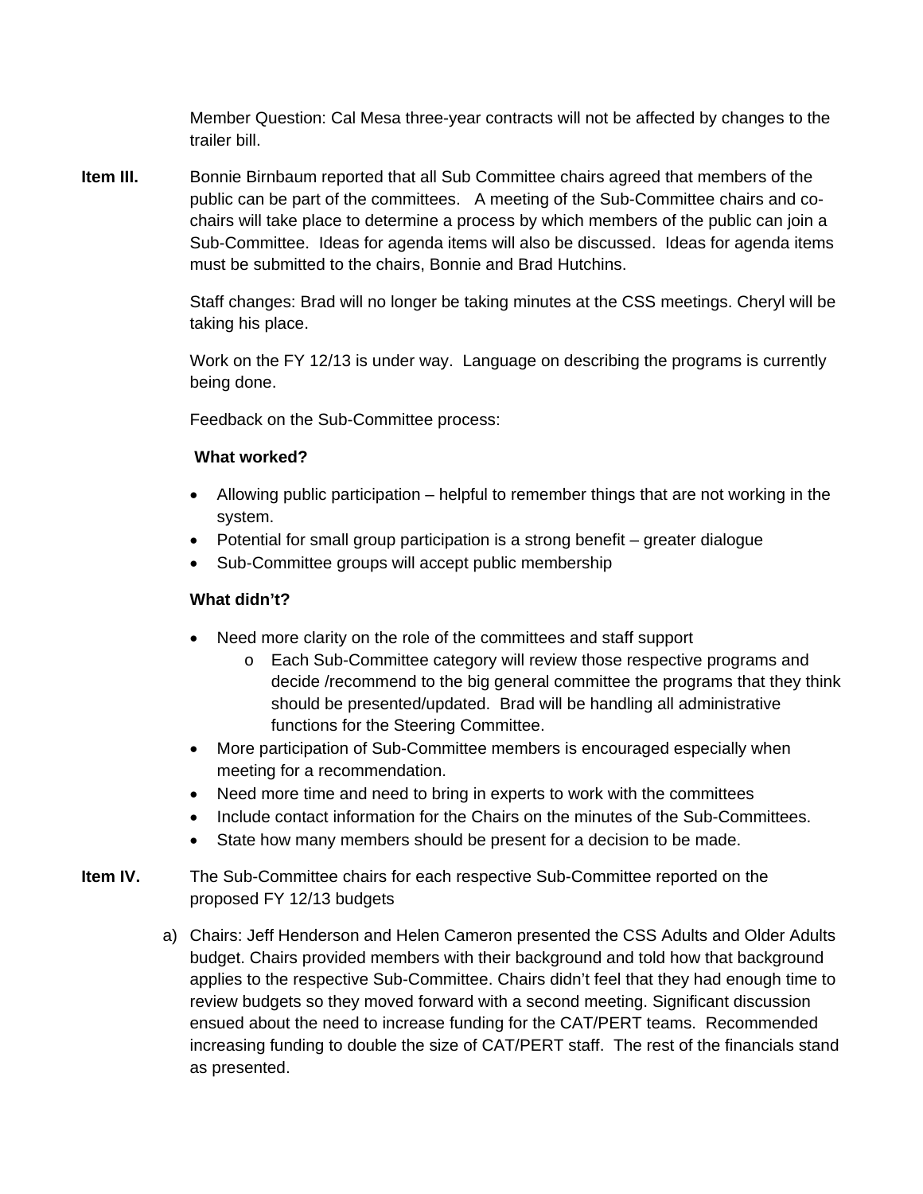Member Question: Cal Mesa three-year contracts will not be affected by changes to the trailer bill.

**Item III.** Bonnie Birnbaum reported that all Sub Committee chairs agreed that members of the public can be part of the committees. A meeting of the Sub-Committee chairs and co-chairs will take place to determine a process by which members of the public can join a Sub-Committee. Ideas for agenda items will also be discussed. Ideas for agenda items must be submitted to the chairs, Bonnie and Brad Hutchins.

Staff changes: Brad will no longer be taking minutes at the CSS meetings. Cheryl will be taking his place.

Work on the FY 12/13 is under way. Language on describing the programs is currently being done.

Feedback on the Sub-Committee process:

**What worked?**

- Allowing public participation – helpful to remember things that are not working in the system.
- Potential for small group participation is a strong benefit – greater dialogue
- Sub-Committee groups will accept public membership

**What didn't?**

- Need more clarity on the role of the committees and staff support
  - Each Sub-Committee category will review those respective programs and decide /recommend to the big general committee the programs that they think should be presented/updated. Brad will be handling all administrative functions for the Steering Committee.
- More participation of Sub-Committee members is encouraged especially when meeting for a recommendation.
- Need more time and need to bring in experts to work with the committees
- Include contact information for the Chairs on the minutes of the Sub-Committees.
- State how many members should be present for a decision to be made.

**Item IV.** The Sub-Committee chairs for each respective Sub-Committee reported on the proposed FY 12/13 budgets

a) Chairs: Jeff Henderson and Helen Cameron presented the CSS Adults and Older Adults budget. Chairs provided members with their background and told how that background applies to the respective Sub-Committee. Chairs didn't feel that they had enough time to review budgets so they moved forward with a second meeting. Significant discussion ensued about the need to increase funding for the CAT/PERT teams. Recommended increasing funding to double the size of CAT/PERT staff. The rest of the financials stand as presented.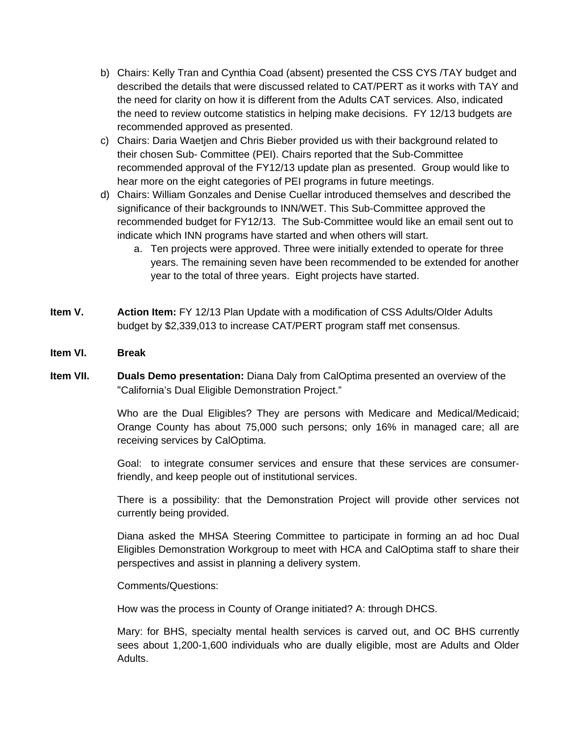b) Chairs: Kelly Tran and Cynthia Coad (absent) presented the CSS CYS /TAY budget and described the details that were discussed related to CAT/PERT as it works with TAY and the need for clarity on how it is different from the Adults CAT services. Also, indicated the need to review outcome statistics in helping make decisions. FY 12/13 budgets are recommended approved as presented.
c) Chairs: Daria Waetjen and Chris Bieber provided us with their background related to their chosen Sub- Committee (PEI). Chairs reported that the Sub-Committee recommended approval of the FY12/13 update plan as presented. Group would like to hear more on the eight categories of PEI programs in future meetings.
d) Chairs: William Gonzales and Denise Cuellar introduced themselves and described the significance of their backgrounds to INN/WET. This Sub-Committee approved the recommended budget for FY12/13. The Sub-Committee would like an email sent out to indicate which INN programs have started and when others will start.
    a. Ten projects were approved. Three were initially extended to operate for three years. The remaining seven have been recommended to be extended for another year to the total of three years. Eight projects have started.

**Item V.** **Action Item:** FY 12/13 Plan Update with a modification of CSS Adults/Older Adults budget by $2,339,013 to increase CAT/PERT program staff met consensus.

**Item VI.** **Break**

**Item VII.** **Duals Demo presentation:** Diana Daly from CalOptima presented an overview of the "California's Dual Eligible Demonstration Project."

Who are the Dual Eligibles? They are persons with Medicare and Medical/Medicaid; Orange County has about 75,000 such persons; only 16% in managed care; all are receiving services by CalOptima.

Goal: to integrate consumer services and ensure that these services are consumer-friendly, and keep people out of institutional services.

There is a possibility: that the Demonstration Project will provide other services not currently being provided.

Diana asked the MHSA Steering Committee to participate in forming an ad hoc Dual Eligibles Demonstration Workgroup to meet with HCA and CalOptima staff to share their perspectives and assist in planning a delivery system.

Comments/Questions:

How was the process in County of Orange initiated? A: through DHCS.

Mary: for BHS, specialty mental health services is carved out, and OC BHS currently sees about 1,200-1,600 individuals who are dually eligible, most are Adults and Older Adults.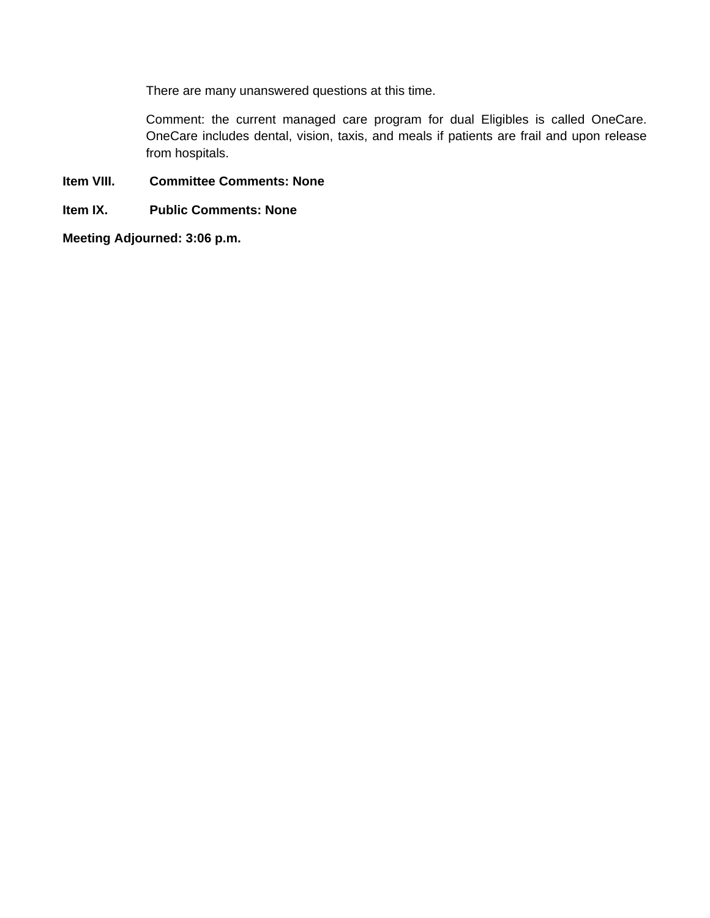There are many unanswered questions at this time.

Comment: the current managed care program for dual Eligibles is called OneCare. OneCare includes dental, vision, taxis, and meals if patients are frail and upon release from hospitals.

**Item VIII. Committee Comments: None**

**Item IX. Public Comments: None**

**Meeting Adjourned: 3:06 p.m.**